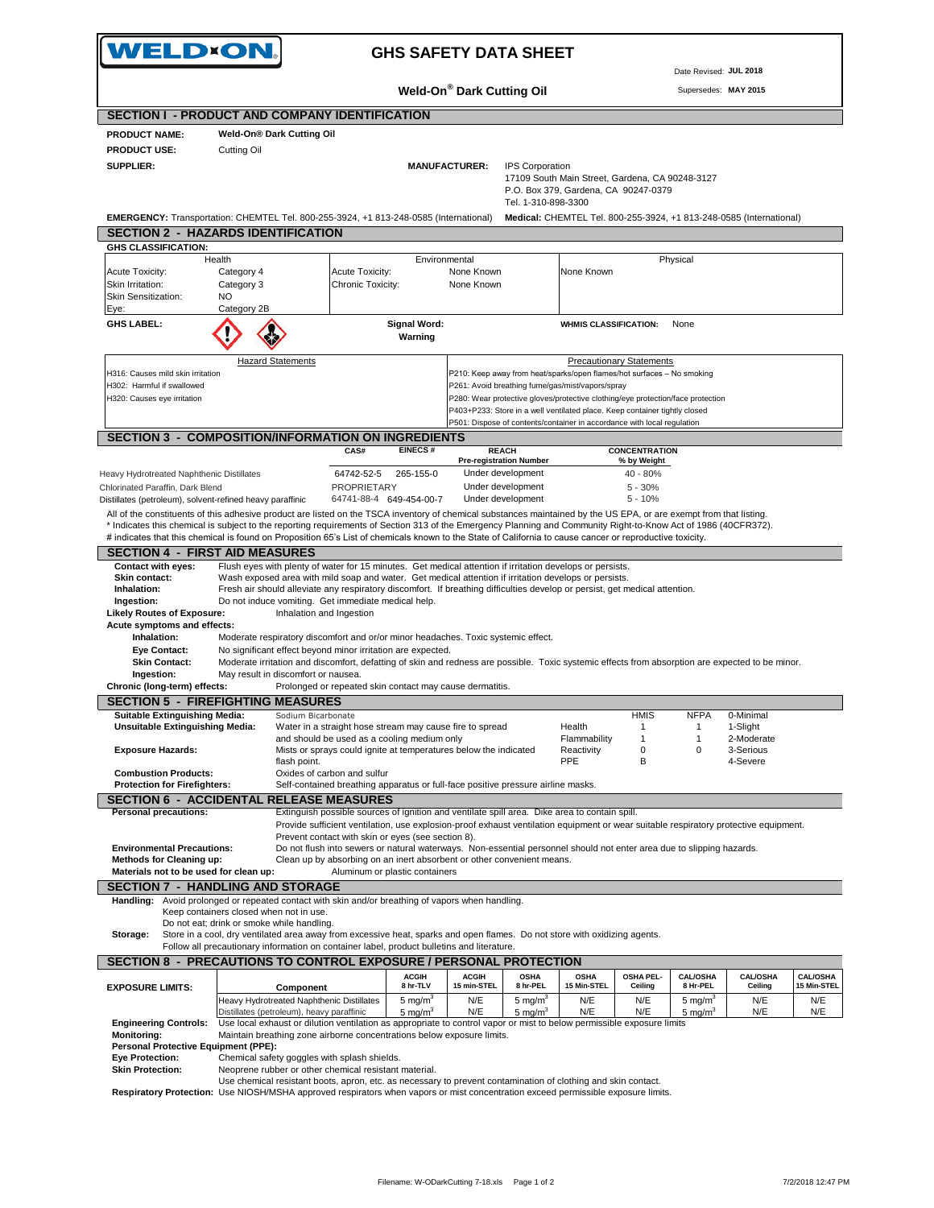# WELD-ON

## GHS SAFETY DATA SHEET

Date Revised: **JUL 2018**

**Weld-On® Dark Cutting Oil**

Supersedes: **MAY 2015**

## SECTION I - PRODUCT AND COMPANY IDENTIFICATION

**PRODUCT NAME:** **Weld-On® Dark Cutting Oil**

**PRODUCT USE:** Cutting Oil

**SUPPLIER:**

**MANUFACTURER:** IPS Corporation
17109 South Main Street, Gardena, CA 90248-3127
P.O. Box 379, Gardena, CA 90247-0379
Tel. 1-310-898-3300

**EMERGENCY:** Transportation: CHEMTEL Tel. 800-255-3924, +1 813-248-0585 (International) **Medical:** CHEMTEL Tel. 800-255-3924, +1 813-248-0585 (International)

## SECTION 2 - HAZARDS IDENTIFICATION

**GHS CLASSIFICATION:**

| Health | | Environmental | | Physical |
|---|---|---|---|---|
| Acute Toxicity: | Category 4 | Acute Toxicity: | None Known | None Known |
| Skin Irritation: | Category 3 | Chronic Toxicity: | None Known | |
| Skin Sensitization: | NO | | | |
| Eye: | Category 2B | | | |

**GHS LABEL:**

**Signal Word:** **Warning**

**WHMIS CLASSIFICATION:** None

| Hazard Statements | Precautionary Statements |
|---|---|
| H316: Causes mild skin irritation | P210: Keep away from heat/sparks/open flames/hot surfaces – No smoking |
| H302: Harmful if swallowed | P261: Avoid breathing fume/gas/mist/vapors/spray |
| H320: Causes eye irritation | P280: Wear protective gloves/protective clothing/eye protection/face protection |
| | P403+P233: Store in a well ventilated place. Keep container tightly closed |
| | P501: Dispose of contents/container in accordance with local regulation |

## SECTION 3 - COMPOSITION/INFORMATION ON INGREDIENTS

| | CAS# | EINECS # | REACH Pre-registration Number | CONCENTRATION % by Weight |
|---|---|---|---|---|
| Heavy Hydrotreated Naphthenic Distillates | 64742-52-5 | 265-155-0 | Under development | 40 - 80% |
| Chlorinated Paraffin, Dark Blend | PROPRIETARY | | Under development | 5 - 30% |
| Distillates (petroleum), solvent-refined heavy paraffinic | 64741-88-4 | 649-454-00-7 | Under development | 5 - 10% |

All of the constituents of this adhesive product are listed on the TSCA inventory of chemical substances maintained by the US EPA, or are exempt from that listing.
* Indicates this chemical is subject to the reporting requirements of Section 313 of the Emergency Planning and Community Right-to-Know Act of 1986 (40CFR372).
# indicates that this chemical is found on Proposition 65's List of chemicals known to the State of California to cause cancer or reproductive toxicity.

## SECTION 4 - FIRST AID MEASURES

**Contact with eyes:** Flush eyes with plenty of water for 15 minutes. Get medical attention if irritation develops or persists.
**Skin contact:** Wash exposed area with mild soap and water. Get medical attention if irritation develops or persists.
**Inhalation:** Fresh air should alleviate any respiratory discomfort. If breathing difficulties develop or persist, get medical attention.
**Ingestion:** Do not induce vomiting. Get immediate medical help.
**Likely Routes of Exposure:** Inhalation and Ingestion
**Acute symptoms and effects:**
**Inhalation:** Moderate respiratory discomfort and or/or minor headaches. Toxic systemic effect.
**Eye Contact:** No significant effect beyond minor irritation are expected.
**Skin Contact:** Moderate irritation and discomfort, defatting of skin and redness are possible. Toxic systemic effects from absorption are expected to be minor.
**Ingestion:** May result in discomfort or nausea.
**Chronic (long-term) effects:** Prolonged or repeated skin contact may cause dermatitis.

## SECTION 5 - FIREFIGHTING MEASURES

**Suitable Extinguishing Media:** Sodium Bicarbonate
**Unsuitable Extinguishing Media:** Water in a straight hose stream may cause fire to spread and should be used as a cooling medium only
**Exposure Hazards:** Mists or sprays could ignite at temperatures below the indicated flash point.
**Combustion Products:** Oxides of carbon and sulfur
**Protection for Firefighters:** Self-contained breathing apparatus or full-face positive pressure airline masks.

| | HMIS | NFPA | |
|---|---|---|---|
| Health | 1 | 1 | 0-Minimal |
| Flammability | 1 | 1 | 1-Slight |
| Reactivity | 0 | 0 | 2-Moderate |
| PPE | B | | 3-Serious |
| | | | 4-Severe |

## SECTION 6 - ACCIDENTAL RELEASE MEASURES

**Personal precautions:** Extinguish possible sources of ignition and ventilate spill area. Dike area to contain spill.
Provide sufficient ventilation, use explosion-proof exhaust ventilation equipment or wear suitable respiratory protective equipment.
Prevent contact with skin or eyes (see section 8).
**Environmental Precautions:** Do not flush into sewers or natural waterways. Non-essential personnel should not enter area due to slipping hazards.
**Methods for Cleaning up:** Clean up by absorbing on an inert absorbent or other convenient means.
**Materials not to be used for clean up:** Aluminum or plastic containers

## SECTION 7 - HANDLING AND STORAGE

**Handling:** Avoid prolonged or repeated contact with skin and/or breathing of vapors when handling.
Keep containers closed when not in use.
Do not eat; drink or smoke while handling.
**Storage:** Store in a cool, dry ventilated area away from excessive heat, sparks and open flames. Do not store with oxidizing agents.
Follow all precautionary information on container label, product bulletins and literature.

## SECTION 8 - PRECAUTIONS TO CONTROL EXPOSURE / PERSONAL PROTECTION

| EXPOSURE LIMITS: Component | ACGIH 8 hr-TLV | ACGIH 15 min-STEL | OSHA 8 hr-PEL | OSHA 15 Min-STEL | OSHA PEL-Ceiling | CAL/OSHA 8 Hr-PEL | CAL/OSHA Ceiling | CAL/OSHA 15 Min-STEL |
|---|---|---|---|---|---|---|---|---|
| Heavy Hydrotreated Naphthenic Distillates | 5 mg/m$^3$ | N/E | 5 mg/m$^3$ | N/E | N/E | 5 mg/m$^3$ | N/E | N/E |
| Distillates (petroleum), heavy paraffinic | 5 mg/m$^3$ | N/E | 5 mg/m$^3$ | N/E | N/E | 5 mg/m$^3$ | N/E | N/E |

**Engineering Controls:** Use local exhaust or dilution ventilation as appropriate to control vapor or mist to below permissible exposure limits
**Monitoring:** Maintain breathing zone airborne concentrations below exposure limits.
**Personal Protective Equipment (PPE):**
**Eye Protection:** Chemical safety goggles with splash shields.
**Skin Protection:** Neoprene rubber or other chemical resistant material.
Use chemical resistant boots, apron, etc. as necessary to prevent contamination of clothing and skin contact.
**Respiratory Protection:** Use NIOSH/MSHA approved respirators when vapors or mist concentration exceed permissible exposure limits.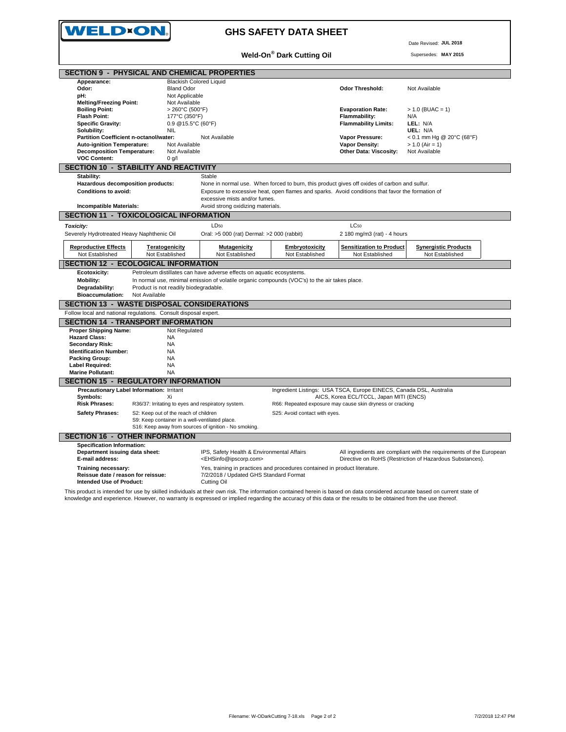# GHS SAFETY DATA SHEET

Date Revised: **JUL 2018**

Supersedes: **MAY 2015**

**Weld-On® Dark Cutting Oil**

## SECTION 9 - PHYSICAL AND CHEMICAL PROPERTIES

| | | | |
|---|---|---|---|
| **Appearance:** | Blackish Colored Liquid | | |
| **Odor:** | Bland Odor | **Odor Threshold:** | Not Available |
| **pH:** | Not Applicable | | |
| **Melting/Freezing Point:** | Not Available | | |
| **Boiling Point:** | > 260°C (500°F) | **Evaporation Rate:** | > 1.0 (BUAC = 1) |
| **Flash Point:** | 177°C (350°F) | **Flammability:** | N/A |
| **Specific Gravity:** | 0.9 @15.5°C (60°F) | **Flammability Limits:** | **LEL:** N/A |
| **Solubility:** | NIL | | **UEL:** N/A |
| **Partition Coefficient n-octanol/water:** | Not Available | **Vapor Pressure:** | < 0.1 mm Hg @ 20°C (68°F) |
| **Auto-ignition Temperature:** | Not Available | **Vapor Density:** | > 1.0 (Air = 1) |
| **Decomposition Temperature:** | Not Available | **Other Data: Viscosity:** | Not Available |
| **VOC Content:** | 0 g/l | | |

## SECTION 10 - STABILITY AND REACTIVITY

**Stability:** Stable

**Hazardous decomposition products:** None in normal use. When forced to burn, this product gives off oxides of carbon and sulfur.

**Conditions to avoid:** Exposure to excessive heat, open flames and sparks. Avoid conditions that favor the formation of excessive mists and/or fumes.

**Incompatible Materials:** Avoid strong oxidizing materials.

## SECTION 11 - TOXICOLOGICAL INFORMATION

| ***Toxicity:*** | $LD_{50}$ | $LC_{50}$ |
|---|---|---|
| Severely Hydrotreated Heavy Naphthenic Oil | Oral: >5 000 (rat) Dermal: >2 000 (rabbit) | 2 180 mg/m3 (rat) - 4 hours |

| Reproductive Effects | Teratogenicity | Mutagenicity | Embryotoxicity | Sensitization to Product | Synergistic Products |
|---|---|---|---|---|---|
| Not Established | Not Established | Not Established | Not Established | Not Established | Not Established |

## SECTION 12 - ECOLOGICAL INFORMATION

**Ecotoxicity:** Petroleum distillates can have adverse effects on aquatic ecosystems.

**Mobility:** In normal use, minimal emission of volatile organic compounds (VOC's) to the air takes place.

**Degradability:** Product is not readily biodegradable.

**Bioaccumulation:** Not Available

## SECTION 13 - WASTE DISPOSAL CONSIDERATIONS

Follow local and national regulations. Consult disposal expert.

## SECTION 14 - TRANSPORT INFORMATION

| | |
|---|---|
| **Proper Shipping Name:** | Not Regulated |
| **Hazard Class:** | NA |
| **Secondary Risk:** | NA |
| **Identification Number:** | NA |
| **Packing Group:** | NA |
| **Label Required:** | NA |
| **Marine Pollutant:** | NA |

## SECTION 15 - REGULATORY INFORMATION

**Precautionary Label Information:** Irritant

**Symbols:** Xi

**Risk Phrases:** R36/37: Irritating to eyes and respiratory system. R66: Repeated exposure may cause skin dryness or cracking

**Safety Phrases:** S2: Keep out of the reach of children; S9: Keep container in a well-ventilated place; S16: Keep away from sources of ignition - No smoking; S25: Avoid contact with eyes.

Ingredient Listings: USA TSCA, Europe EINECS, Canada DSL, Australia AICS, Korea ECL/TCCL, Japan MITI (ENCS)

## SECTION 16 - OTHER INFORMATION

**Specification Information:**

**Department issuing data sheet:** IPS, Safety Health & Environmental Affairs

**E-mail address:** <EHSinfo@ipscorp.com>

All ingredients are compliant with the requirements of the European Directive on RoHS (Restriction of Hazardous Substances).

**Training necessary:** Yes, training in practices and procedures contained in product literature.

**Reissue date / reason for reissue:** 7/2/2018 / Updated GHS Standard Format

**Intended Use of Product:** Cutting Oil

This product is intended for use by skilled individuals at their own risk. The information contained herein is based on data considered accurate based on current state of knowledge and experience. However, no warranty is expressed or implied regarding the accuracy of this data or the results to be obtained from the use thereof.